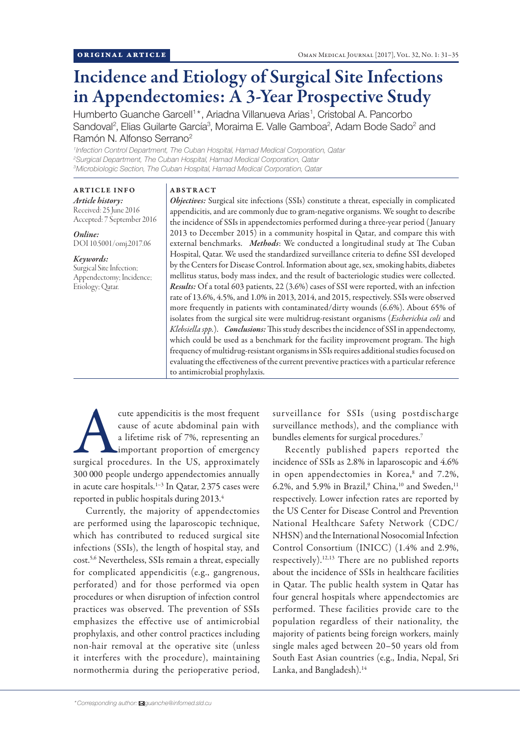ORIGINAL ARTICLE

# Incidence and Etiology of Surgical Site Infections in Appendectomies: A 3-Year Prospective Study

Humberto Guanche Garcell[1]*, Ariadna Villanueva Arias[1], Cristobal A. Pancorbo Sandoval[2], Elias Guilarte García[3], Moraima E. Valle Gamboa[2], Adam Bode Sado[2] and Ramón N. Alfonso Serrano[2]

[1]Infection Control Department, The Cuban Hospital, Hamad Medical Corporation, Qatar
[2]Surgical Department, The Cuban Hospital, Hamad Medical Corporation, Qatar
[3]Microbiologic Section, The Cuban Hospital, Hamad Medical Corporation, Qatar

## ARTICLE INFO

*Article history:*
Received: 25 June 2016
Accepted: 7 September 2016

*Online:*
DOI 10.5001/omj.2017.06

*Keywords:*
Surgical Site Infection; Appendectomy; Incidence; Etiology; Qatar.

## ABSTRACT

***Objectives:*** Surgical site infections (SSIs) constitute a threat, especially in complicated appendicitis, and are commonly due to gram-negative organisms. We sought to describe the incidence of SSIs in appendectomies performed during a three-year period (January 2013 to December 2015) in a community hospital in Qatar, and compare this with external benchmarks. ***Methods***: We conducted a longitudinal study at The Cuban Hospital, Qatar. We used the standardized surveillance criteria to define SSI developed by the Centers for Disease Control. Information about age, sex, smoking habits, diabetes mellitus status, body mass index, and the result of bacteriologic studies were collected. ***Results:*** Of a total 603 patients, 22 (3.6%) cases of SSI were reported, with an infection rate of 13.6%, 4.5%, and 1.0% in 2013, 2014, and 2015, respectively. SSIs were observed more frequently in patients with contaminated/dirty wounds (6.6%). About 65% of isolates from the surgical site were multidrug-resistant organisms (*Escherichia coli* and *Klebsiella spp.*). ***Conclusions:*** This study describes the incidence of SSI in appendectomy, which could be used as a benchmark for the facility improvement program. The high frequency of multidrug-resistant organisms in SSIs requires additional studies focused on evaluating the effectiveness of the current preventive practices with a particular reference to antimicrobial prophylaxis.

Acute appendicitis is the most frequent cause of acute abdominal pain with a lifetime risk of 7%, representing an important proportion of emergency surgical procedures. In the US, approximately 300 000 people undergo appendectomies annually in acute care hospitals.[1–3] In Qatar, 2 375 cases were reported in public hospitals during 2013.[4]

Currently, the majority of appendectomies are performed using the laparoscopic technique, which has contributed to reduced surgical site infections (SSIs), the length of hospital stay, and cost.[5,6] Nevertheless, SSIs remain a threat, especially for complicated appendicitis (e.g., gangrenous, perforated) and for those performed via open procedures or when disruption of infection control practices was observed. The prevention of SSIs emphasizes the effective use of antimicrobial prophylaxis, and other control practices including non-hair removal at the operative site (unless it interferes with the procedure), maintaining normothermia during the perioperative period, surveillance for SSIs (using postdischarge surveillance methods), and the compliance with bundles elements for surgical procedures.[7]

Recently published papers reported the incidence of SSIs as 2.8% in laparoscopic and 4.6% in open appendectomies in Korea,[8] and 7.2%, 6.2%, and 5.9% in Brazil,[9] China,[10] and Sweden,[11] respectively. Lower infection rates are reported by the US Center for Disease Control and Prevention National Healthcare Safety Network (CDC/NHSN) and the International Nosocomial Infection Control Consortium (INICC) (1.4% and 2.9%, respectively).[12,13] There are no published reports about the incidence of SSIs in healthcare facilities in Qatar. The public health system in Qatar has four general hospitals where appendectomies are performed. These facilities provide care to the population regardless of their nationality, the majority of patients being foreign workers, mainly single males aged between 20–50 years old from South East Asian countries (e.g., India, Nepal, Sri Lanka, and Bangladesh).[14]

*Corresponding author: guanche@infomed.sld.cu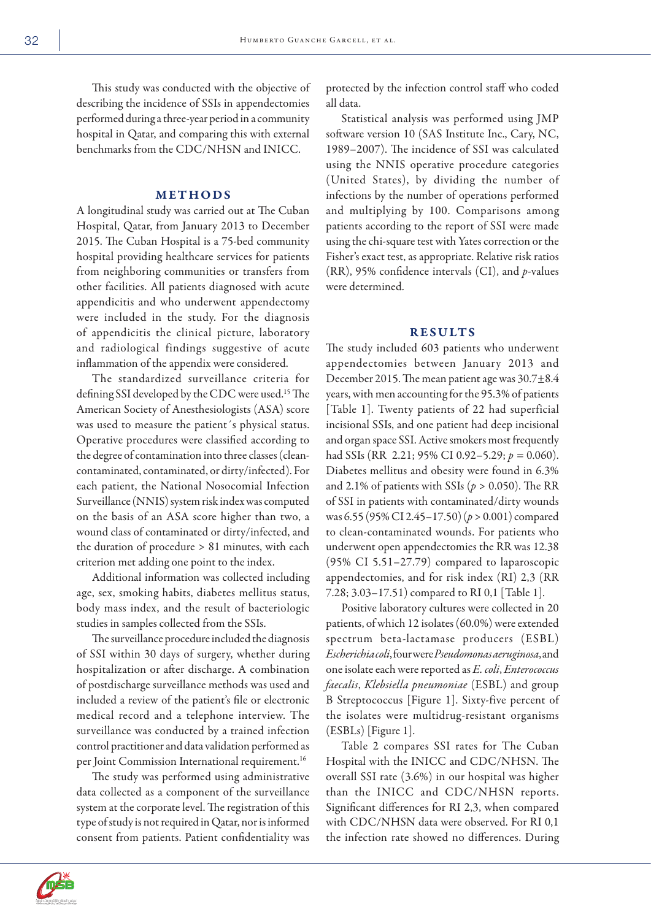This study was conducted with the objective of describing the incidence of SSIs in appendectomies performed during a three-year period in a community hospital in Qatar, and comparing this with external benchmarks from the CDC/NHSN and INICC.

## METHODS

A longitudinal study was carried out at The Cuban Hospital, Qatar, from January 2013 to December 2015. The Cuban Hospital is a 75-bed community hospital providing healthcare services for patients from neighboring communities or transfers from other facilities. All patients diagnosed with acute appendicitis and who underwent appendectomy were included in the study. For the diagnosis of appendicitis the clinical picture, laboratory and radiological findings suggestive of acute inflammation of the appendix were considered.

The standardized surveillance criteria for defining SSI developed by the CDC were used.[15] The American Society of Anesthesiologists (ASA) score was used to measure the patient´s physical status. Operative procedures were classified according to the degree of contamination into three classes (clean-contaminated, contaminated, or dirty/infected). For each patient, the National Nosocomial Infection Surveillance (NNIS) system risk index was computed on the basis of an ASA score higher than two, a wound class of contaminated or dirty/infected, and the duration of procedure > 81 minutes, with each criterion met adding one point to the index.

Additional information was collected including age, sex, smoking habits, diabetes mellitus status, body mass index, and the result of bacteriologic studies in samples collected from the SSIs.

The surveillance procedure included the diagnosis of SSI within 30 days of surgery, whether during hospitalization or after discharge. A combination of postdischarge surveillance methods was used and included a review of the patient's file or electronic medical record and a telephone interview. The surveillance was conducted by a trained infection control practitioner and data validation performed as per Joint Commission International requirement.[16]

The study was performed using administrative data collected as a component of the surveillance system at the corporate level. The registration of this type of study is not required in Qatar, nor is informed consent from patients. Patient confidentiality was protected by the infection control staff who coded all data.

Statistical analysis was performed using JMP software version 10 (SAS Institute Inc., Cary, NC, 1989–2007). The incidence of SSI was calculated using the NNIS operative procedure categories (United States), by dividing the number of infections by the number of operations performed and multiplying by 100. Comparisons among patients according to the report of SSI were made using the chi-square test with Yates correction or the Fisher's exact test, as appropriate. Relative risk ratios (RR), 95% confidence intervals (CI), and *p*-values were determined.

## RESULTS

The study included 603 patients who underwent appendectomies between January 2013 and December 2015. The mean patient age was 30.7±8.4 years, with men accounting for the 95.3% of patients [Table 1]. Twenty patients of 22 had superficial incisional SSIs, and one patient had deep incisional and organ space SSI. Active smokers most frequently had SSIs (RR 2.21; 95% CI 0.92–5.29; $p = 0.060$). Diabetes mellitus and obesity were found in 6.3% and 2.1% of patients with SSIs ($p > 0.050$). The RR of SSI in patients with contaminated/dirty wounds was 6.55 (95% CI 2.45–17.50) ($p > 0.001$) compared to clean-contaminated wounds. For patients who underwent open appendectomies the RR was 12.38 (95% CI 5.51–27.79) compared to laparoscopic appendectomies, and for risk index (RI) 2,3 (RR 7.28; 3.03–17.51) compared to RI 0,1 [Table 1].

Positive laboratory cultures were collected in 20 patients, of which 12 isolates (60.0%) were extended spectrum beta-lactamase producers (ESBL) *Escherichia coli*, four were *Pseudomonas aeruginosa*, and one isolate each were reported as *E. coli*, *Enterococcus faecalis*, *Klebsiella pneumoniae* (ESBL) and group B Streptococcus [Figure 1]. Sixty-five percent of the isolates were multidrug-resistant organisms (ESBLs) [Figure 1].

Table 2 compares SSI rates for The Cuban Hospital with the INICC and CDC/NHSN. The overall SSI rate (3.6%) in our hospital was higher than the INICC and CDC/NHSN reports. Significant differences for RI 2,3, when compared with CDC/NHSN data were observed. For RI 0,1 the infection rate showed no differences. During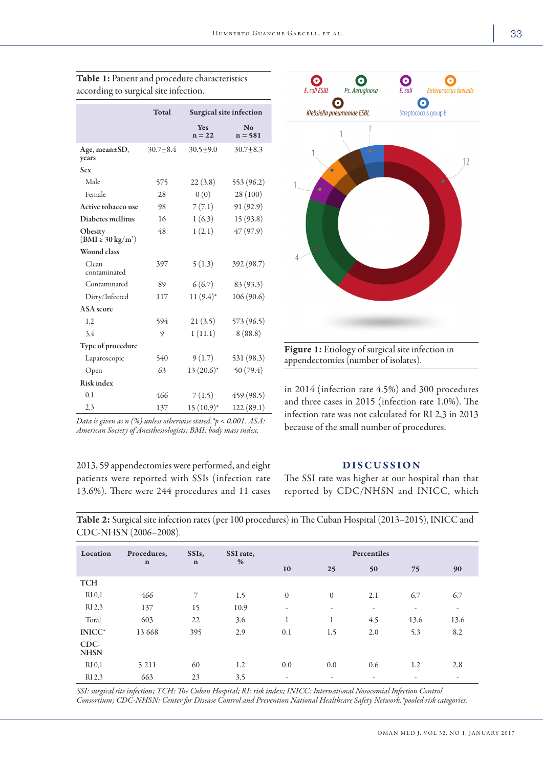**Table 1:** Patient and procedure characteristics according to surgical site infection.

| | Total | Surgical site infection | |
|---|---|---|---|
| | | Yes n = 22 | No n = 581 |
| Age, mean±SD, years | 30.7±8.4 | 30.5±9.0 | 30.7±8.3 |
| **Sex** | | | |
| Male | 575 | 22 (3.8) | 553 (96.2) |
| Female | 28 | 0 (0) | 28 (100) |
| **Active tobacco use** | 98 | 7 (7.1) | 91 (92.9) |
| **Diabetes mellitus** | 16 | 1 (6.3) | 15 (93.8) |
| **Obesity (BMI ≥ 30 kg/m²)** | 48 | 1 (2.1) | 47 (97.9) |
| **Wound class** | | | |
| Clean contaminated | 397 | 5 (1.3) | 392 (98.7) |
| Contaminated | 89 | 6 (6.7) | 83 (93.3) |
| Dirty/Infected | 117 | 11 (9.4)* | 106 (90.6) |
| **ASA score** | | | |
| 1,2 | 594 | 21 (3.5) | 573 (96.5) |
| 3,4 | 9 | 1 (11.1) | 8 (88.8) |
| **Type of procedure** | | | |
| Laparoscopic | 540 | 9 (1.7) | 531 (98.3) |
| Open | 63 | 13 (20.6)* | 50 (79.4) |
| **Risk index** | | | |
| 0,1 | 466 | 7 (1.5) | 459 (98.5) |
| 2,3 | 137 | 15 (10.9)* | 122 (89.1) |

*Data is given as n (%) unless otherwise stated.* $^{*}p < 0.001$. *ASA: American Society of Anesthesiologists; BMI: body mass index.*

**Figure 1:** Etiology of surgical site infection in appendectomies (number of isolates).

2013, 59 appendectomies were performed, and eight patients were reported with SSIs (infection rate 13.6%). There were 244 procedures and 11 cases in 2014 (infection rate 4.5%) and 300 procedures and three cases in 2015 (infection rate 1.0%). The infection rate was not calculated for RI 2,3 in 2013 because of the small number of procedures.

## DISCUSSION

The SSI rate was higher at our hospital than that reported by CDC/NHSN and INICC, which

**Table 2:** Surgical site infection rates (per 100 procedures) in The Cuban Hospital (2013–2015), INICC and CDC-NHSN (2006–2008).

| Location | Procedures, n | SSIs, n | SSI rate, % | Percentiles | | | | |
|---|---|---|---|---|---|---|---|---|
| | | | | 10 | 25 | 50 | 75 | 90 |
| **TCH** | | | | | | | | |
| RI 0,1 | 466 | 7 | 1.5 | 0 | 0 | 2.1 | 6.7 | 6.7 |
| RI 2,3 | 137 | 15 | 10.9 | - | - | - | - | - |
| Total | 603 | 22 | 3.6 | 1 | 1 | 4.5 | 13.6 | 13.6 |
| **INICC*** | 13 668 | 395 | 2.9 | 0.1 | 1.5 | 2.0 | 5.3 | 8.2 |
| **CDC-NHSN** | | | | | | | | |
| RI 0,1 | 5 211 | 60 | 1.2 | 0.0 | 0.0 | 0.6 | 1.2 | 2.8 |
| RI 2,3 | 663 | 23 | 3.5 | - | - | - | - | - |

*SSI: surgical site infection; TCH: The Cuban Hospital; RI: risk index; INICC: International Nosocomial Infection Control Consortium; CDC-NHSN: Center for Disease Control and Prevention National Healthcare Safety Network.* *pooled risk categories.*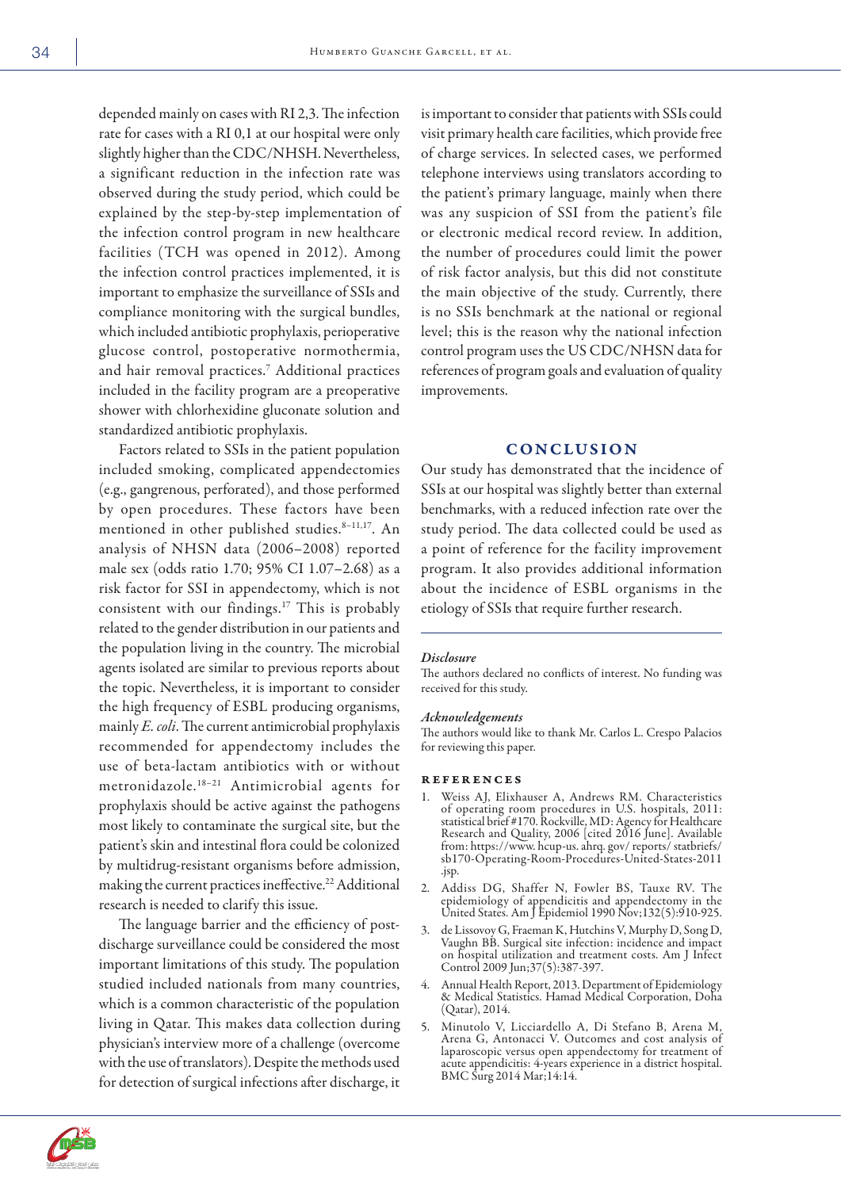depended mainly on cases with RI 2,3. The infection rate for cases with a RI 0,1 at our hospital were only slightly higher than the CDC/NHSH. Nevertheless, a significant reduction in the infection rate was observed during the study period, which could be explained by the step-by-step implementation of the infection control program in new healthcare facilities (TCH was opened in 2012). Among the infection control practices implemented, it is important to emphasize the surveillance of SSIs and compliance monitoring with the surgical bundles, which included antibiotic prophylaxis, perioperative glucose control, postoperative normothermia, and hair removal practices.[7] Additional practices included in the facility program are a preoperative shower with chlorhexidine gluconate solution and standardized antibiotic prophylaxis.

Factors related to SSIs in the patient population included smoking, complicated appendectomies (e.g., gangrenous, perforated), and those performed by open procedures. These factors have been mentioned in other published studies.[8–11,17]. An analysis of NHSN data (2006–2008) reported male sex (odds ratio 1.70; 95% CI 1.07–2.68) as a risk factor for SSI in appendectomy, which is not consistent with our findings.[17] This is probably related to the gender distribution in our patients and the population living in the country. The microbial agents isolated are similar to previous reports about the topic. Nevertheless, it is important to consider the high frequency of ESBL producing organisms, mainly *E. coli*. The current antimicrobial prophylaxis recommended for appendectomy includes the use of beta-lactam antibiotics with or without metronidazole.[18–21] Antimicrobial agents for prophylaxis should be active against the pathogens most likely to contaminate the surgical site, but the patient's skin and intestinal flora could be colonized by multidrug-resistant organisms before admission, making the current practices ineffective.[22] Additional research is needed to clarify this issue.

The language barrier and the efficiency of post-discharge surveillance could be considered the most important limitations of this study. The population studied included nationals from many countries, which is a common characteristic of the population living in Qatar. This makes data collection during physician's interview more of a challenge (overcome with the use of translators). Despite the methods used for detection of surgical infections after discharge, it is important to consider that patients with SSIs could visit primary health care facilities, which provide free of charge services. In selected cases, we performed telephone interviews using translators according to the patient's primary language, mainly when there was any suspicion of SSI from the patient's file or electronic medical record review. In addition, the number of procedures could limit the power of risk factor analysis, but this did not constitute the main objective of the study. Currently, there is no SSIs benchmark at the national or regional level; this is the reason why the national infection control program uses the US CDC/NHSN data for references of program goals and evaluation of quality improvements.

## CONCLUSION

Our study has demonstrated that the incidence of SSIs at our hospital was slightly better than external benchmarks, with a reduced infection rate over the study period. The data collected could be used as a point of reference for the facility improvement program. It also provides additional information about the incidence of ESBL organisms in the etiology of SSIs that require further research.

### *Disclosure*

The authors declared no conflicts of interest. No funding was received for this study.

### *Acknowledgements*

The authors would like to thank Mr. Carlos L. Crespo Palacios for reviewing this paper.

### REFERENCES

1. Weiss AJ, Elixhauser A, Andrews RM. Characteristics of operating room procedures in U.S. hospitals, 2011: statistical brief #170. Rockville, MD: Agency for Healthcare Research and Quality, 2006 [cited 2016 June]. Available from: https://www. hcup-us. ahrq. gov/ reports/ statbriefs/ sb170-Operating-Room-Procedures-United-States-2011 .jsp.
2. Addiss DG, Shaffer N, Fowler BS, Tauxe RV. The epidemiology of appendicitis and appendectomy in the United States. Am J Epidemiol 1990 Nov;132(5):910-925.
3. de Lissovoy G, Fraeman K, Hutchins V, Murphy D, Song D, Vaughn BB. Surgical site infection: incidence and impact on hospital utilization and treatment costs. Am J Infect Control 2009 Jun;37(5):387-397.
4. Annual Health Report, 2013. Department of Epidemiology & Medical Statistics. Hamad Medical Corporation, Doha (Qatar), 2014.
5. Minutolo V, Licciardello A, Di Stefano B, Arena M, Arena G, Antonacci V. Outcomes and cost analysis of laparoscopic versus open appendectomy for treatment of acute appendicitis: 4-years experience in a district hospital. BMC Surg 2014 Mar;14:14.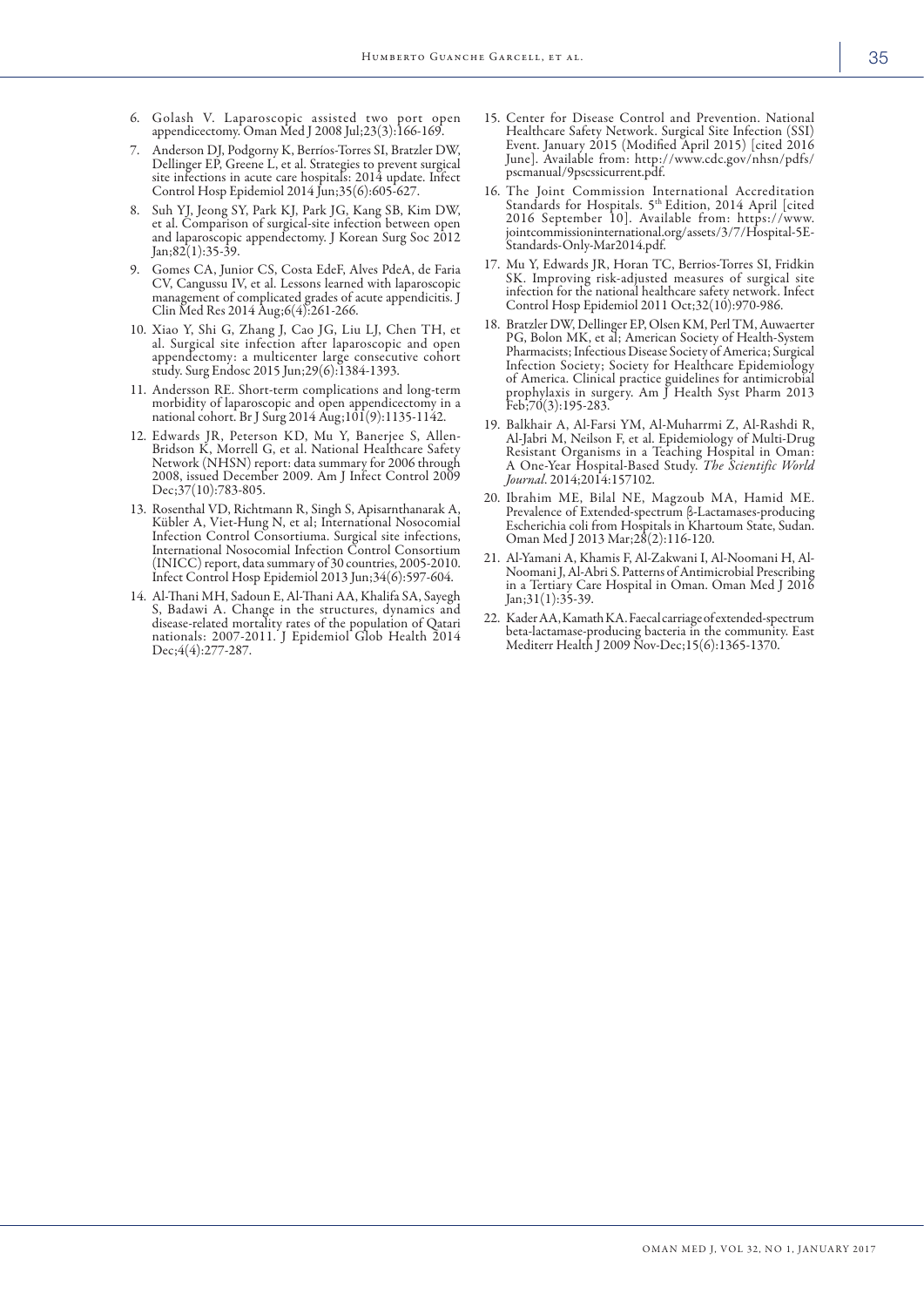6. Golash V. Laparoscopic assisted two port open appendicectomy. Oman Med J 2008 Jul;23(3):166-169.
7. Anderson DJ, Podgorny K, Berríos-Torres SI, Bratzler DW, Dellinger EP, Greene L, et al. Strategies to prevent surgical site infections in acute care hospitals: 2014 update. Infect Control Hosp Epidemiol 2014 Jun;35(6):605-627.
8. Suh YJ, Jeong SY, Park KJ, Park JG, Kang SB, Kim DW, et al. Comparison of surgical-site infection between open and laparoscopic appendectomy. J Korean Surg Soc 2012 Jan;82(1):35-39.
9. Gomes CA, Junior CS, Costa EdeF, Alves PdeA, de Faria CV, Cangussu IV, et al. Lessons learned with laparoscopic management of complicated grades of acute appendicitis. J Clin Med Res 2014 Aug;6(4):261-266.
10. Xiao Y, Shi G, Zhang J, Cao JG, Liu LJ, Chen TH, et al. Surgical site infection after laparoscopic and open appendectomy: a multicenter large consecutive cohort study. Surg Endosc 2015 Jun;29(6):1384-1393.
11. Andersson RE. Short-term complications and long-term morbidity of laparoscopic and open appendicectomy in a national cohort. Br J Surg 2014 Aug;101(9):1135-1142.
12. Edwards JR, Peterson KD, Mu Y, Banerjee S, Allen-Bridson K, Morrell G, et al. National Healthcare Safety Network (NHSN) report: data summary for 2006 through 2008, issued December 2009. Am J Infect Control 2009 Dec;37(10):783-805.
13. Rosenthal VD, Richtmann R, Singh S, Apisarnthanarak A, Kübler A, Viet-Hung N, et al; International Nosocomial Infection Control Consortiuma. Surgical site infections, International Nosocomial Infection Control Consortium (INICC) report, data summary of 30 countries, 2005-2010. Infect Control Hosp Epidemiol 2013 Jun;34(6):597-604.
14. Al-Thani MH, Sadoun E, Al-Thani AA, Khalifa SA, Sayegh S, Badawi A. Change in the structures, dynamics and disease-related mortality rates of the population of Qatari nationals: 2007-2011. J Epidemiol Glob Health 2014 Dec;4(4):277-287.
15. Center for Disease Control and Prevention. National Healthcare Safety Network. Surgical Site Infection (SSI) Event. January 2015 (Modified April 2015) [cited 2016 June]. Available from: http://www.cdc.gov/nhsn/pdfs/pscmanual/9pscssicurrent.pdf.
16. The Joint Commission International Accreditation Standards for Hospitals. 5th Edition, 2014 April [cited 2016 September 10]. Available from: https://www.jointcommissioninternational.org/assets/3/7/Hospital-5E-Standards-Only-Mar2014.pdf.
17. Mu Y, Edwards JR, Horan TC, Berrios-Torres SI, Fridkin SK. Improving risk-adjusted measures of surgical site infection for the national healthcare safety network. Infect Control Hosp Epidemiol 2011 Oct;32(10):970-986.
18. Bratzler DW, Dellinger EP, Olsen KM, Perl TM, Auwaerter PG, Bolon MK, et al; American Society of Health-System Pharmacists; Infectious Disease Society of America; Surgical Infection Society; Society for Healthcare Epidemiology of America. Clinical practice guidelines for antimicrobial prophylaxis in surgery. Am J Health Syst Pharm 2013 Feb;70(3):195-283.
19. Balkhair A, Al-Farsi YM, Al-Muharrmi Z, Al-Rashdi R, Al-Jabri M, Neilson F, et al. Epidemiology of Multi-Drug Resistant Organisms in a Teaching Hospital in Oman: A One-Year Hospital-Based Study. *The Scientific World Journal*. 2014;2014:157102.
20. Ibrahim ME, Bilal NE, Magzoub MA, Hamid ME. Prevalence of Extended-spectrum β-Lactamases-producing Escherichia coli from Hospitals in Khartoum State, Sudan. Oman Med J 2013 Mar;28(2):116-120.
21. Al-Yamani A, Khamis F, Al-Zakwani I, Al-Noomani H, Al-Noomani J, Al-Abri S. Patterns of Antimicrobial Prescribing in a Tertiary Care Hospital in Oman. Oman Med J 2016 Jan;31(1):35-39.
22. Kader AA, Kamath KA. Faecal carriage of extended-spectrum beta-lactamase-producing bacteria in the community. East Mediterr Health J 2009 Nov-Dec;15(6):1365-1370.